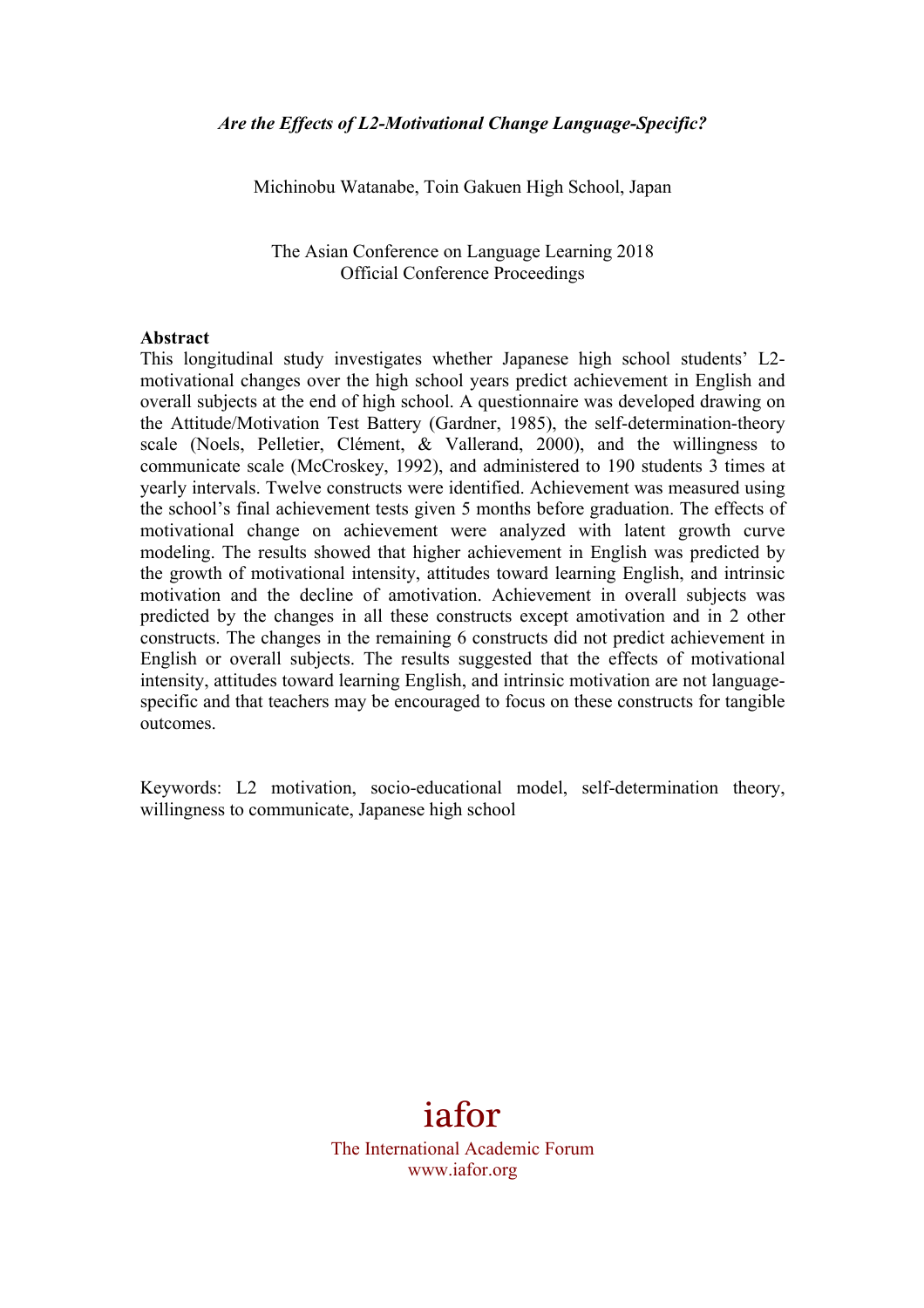*Are the Effects of L2-Motivational Change Language-Specific?*

Michinobu Watanabe, Toin Gakuen High School, Japan

The Asian Conference on Language Learning 2018
Official Conference Proceedings

**Abstract**

This longitudinal study investigates whether Japanese high school students' L2-motivational changes over the high school years predict achievement in English and overall subjects at the end of high school. A questionnaire was developed drawing on the Attitude/Motivation Test Battery (Gardner, 1985), the self-determination-theory scale (Noels, Pelletier, Clément, & Vallerand, 2000), and the willingness to communicate scale (McCroskey, 1992), and administered to 190 students 3 times at yearly intervals. Twelve constructs were identified. Achievement was measured using the school's final achievement tests given 5 months before graduation. The effects of motivational change on achievement were analyzed with latent growth curve modeling. The results showed that higher achievement in English was predicted by the growth of motivational intensity, attitudes toward learning English, and intrinsic motivation and the decline of amotivation. Achievement in overall subjects was predicted by the changes in all these constructs except amotivation and in 2 other constructs. The changes in the remaining 6 constructs did not predict achievement in English or overall subjects. The results suggested that the effects of motivational intensity, attitudes toward learning English, and intrinsic motivation are not language-specific and that teachers may be encouraged to focus on these constructs for tangible outcomes.

Keywords: L2 motivation, socio-educational model, self-determination theory, willingness to communicate, Japanese high school

iafor
The International Academic Forum
www.iafor.org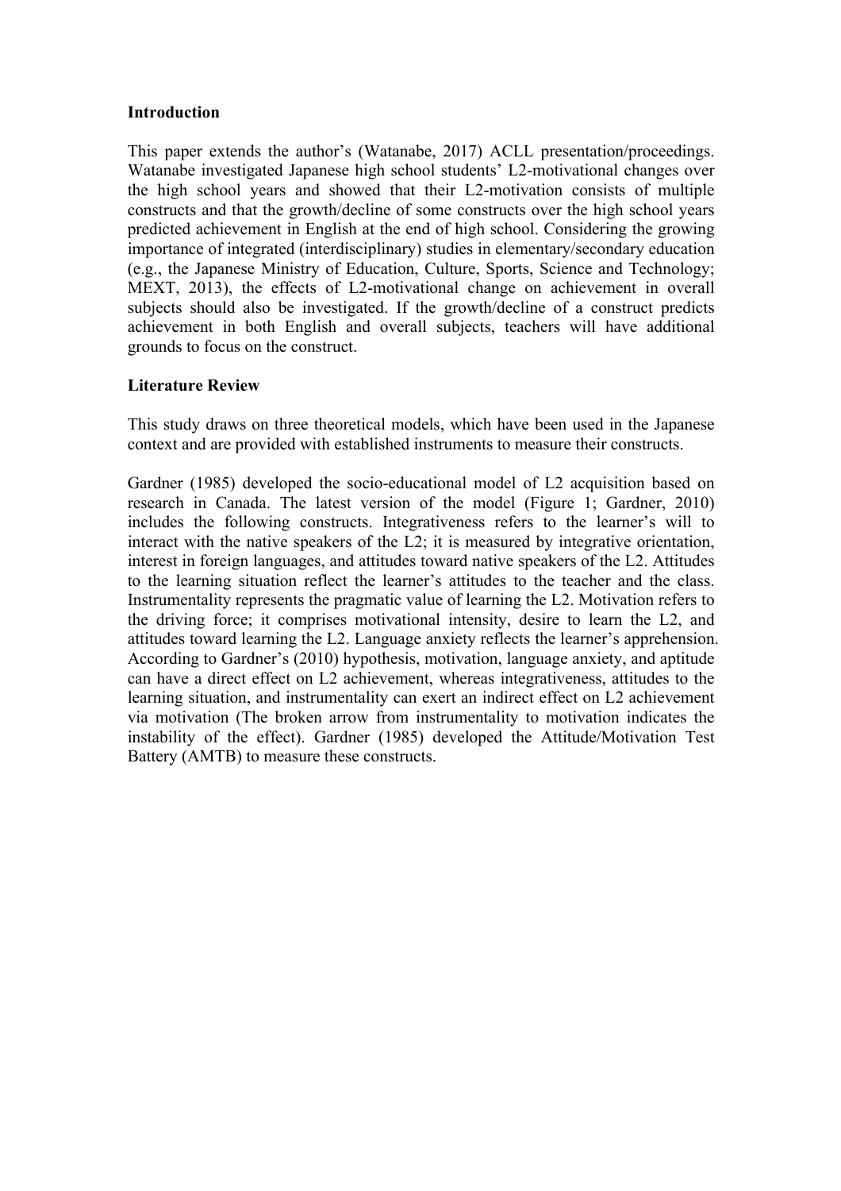**Introduction**

This paper extends the author's (Watanabe, 2017) ACLL presentation/proceedings. Watanabe investigated Japanese high school students' L2-motivational changes over the high school years and showed that their L2-motivation consists of multiple constructs and that the growth/decline of some constructs over the high school years predicted achievement in English at the end of high school. Considering the growing importance of integrated (interdisciplinary) studies in elementary/secondary education (e.g., the Japanese Ministry of Education, Culture, Sports, Science and Technology; MEXT, 2013), the effects of L2-motivational change on achievement in overall subjects should also be investigated. If the growth/decline of a construct predicts achievement in both English and overall subjects, teachers will have additional grounds to focus on the construct.

**Literature Review**

This study draws on three theoretical models, which have been used in the Japanese context and are provided with established instruments to measure their constructs.

Gardner (1985) developed the socio-educational model of L2 acquisition based on research in Canada. The latest version of the model (Figure 1; Gardner, 2010) includes the following constructs. Integrativeness refers to the learner's will to interact with the native speakers of the L2; it is measured by integrative orientation, interest in foreign languages, and attitudes toward native speakers of the L2. Attitudes to the learning situation reflect the learner's attitudes to the teacher and the class. Instrumentality represents the pragmatic value of learning the L2. Motivation refers to the driving force; it comprises motivational intensity, desire to learn the L2, and attitudes toward learning the L2. Language anxiety reflects the learner's apprehension. According to Gardner's (2010) hypothesis, motivation, language anxiety, and aptitude can have a direct effect on L2 achievement, whereas integrativeness, attitudes to the learning situation, and instrumentality can exert an indirect effect on L2 achievement via motivation (The broken arrow from instrumentality to motivation indicates the instability of the effect). Gardner (1985) developed the Attitude/Motivation Test Battery (AMTB) to measure these constructs.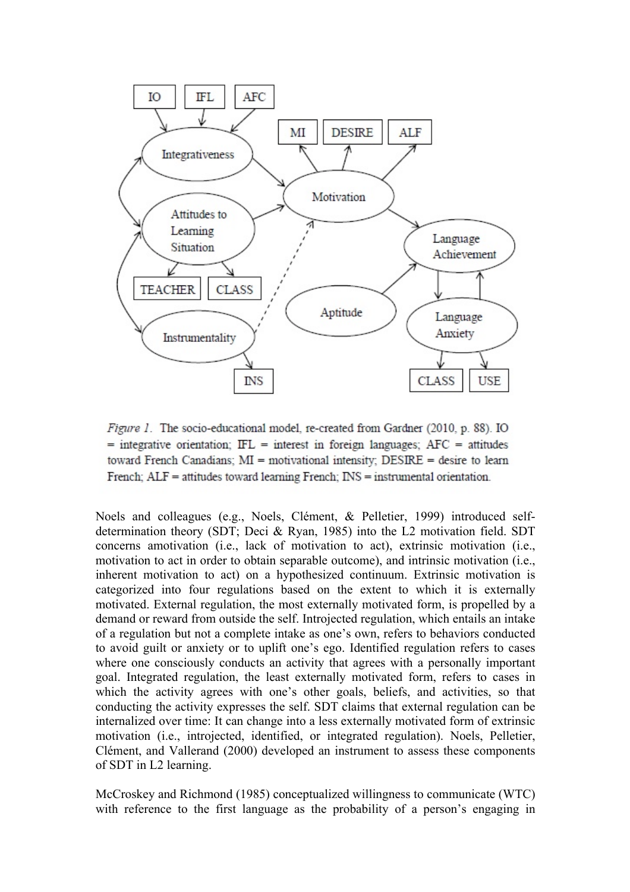*Figure 1.* The socio-educational model, re-created from Gardner (2010, p. 88). IO = integrative orientation; IFL = interest in foreign languages; AFC = attitudes toward French Canadians; MI = motivational intensity; DESIRE = desire to learn French; ALF = attitudes toward learning French; INS = instrumental orientation.

Noels and colleagues (e.g., Noels, Clément, & Pelletier, 1999) introduced self-determination theory (SDT; Deci & Ryan, 1985) into the L2 motivation field. SDT concerns amotivation (i.e., lack of motivation to act), extrinsic motivation (i.e., motivation to act in order to obtain separable outcome), and intrinsic motivation (i.e., inherent motivation to act) on a hypothesized continuum. Extrinsic motivation is categorized into four regulations based on the extent to which it is externally motivated. External regulation, the most externally motivated form, is propelled by a demand or reward from outside the self. Introjected regulation, which entails an intake of a regulation but not a complete intake as one's own, refers to behaviors conducted to avoid guilt or anxiety or to uplift one's ego. Identified regulation refers to cases where one consciously conducts an activity that agrees with a personally important goal. Integrated regulation, the least externally motivated form, refers to cases in which the activity agrees with one's other goals, beliefs, and activities, so that conducting the activity expresses the self. SDT claims that external regulation can be internalized over time: It can change into a less externally motivated form of extrinsic motivation (i.e., introjected, identified, or integrated regulation). Noels, Pelletier, Clément, and Vallerand (2000) developed an instrument to assess these components of SDT in L2 learning.

McCroskey and Richmond (1985) conceptualized willingness to communicate (WTC) with reference to the first language as the probability of a person's engaging in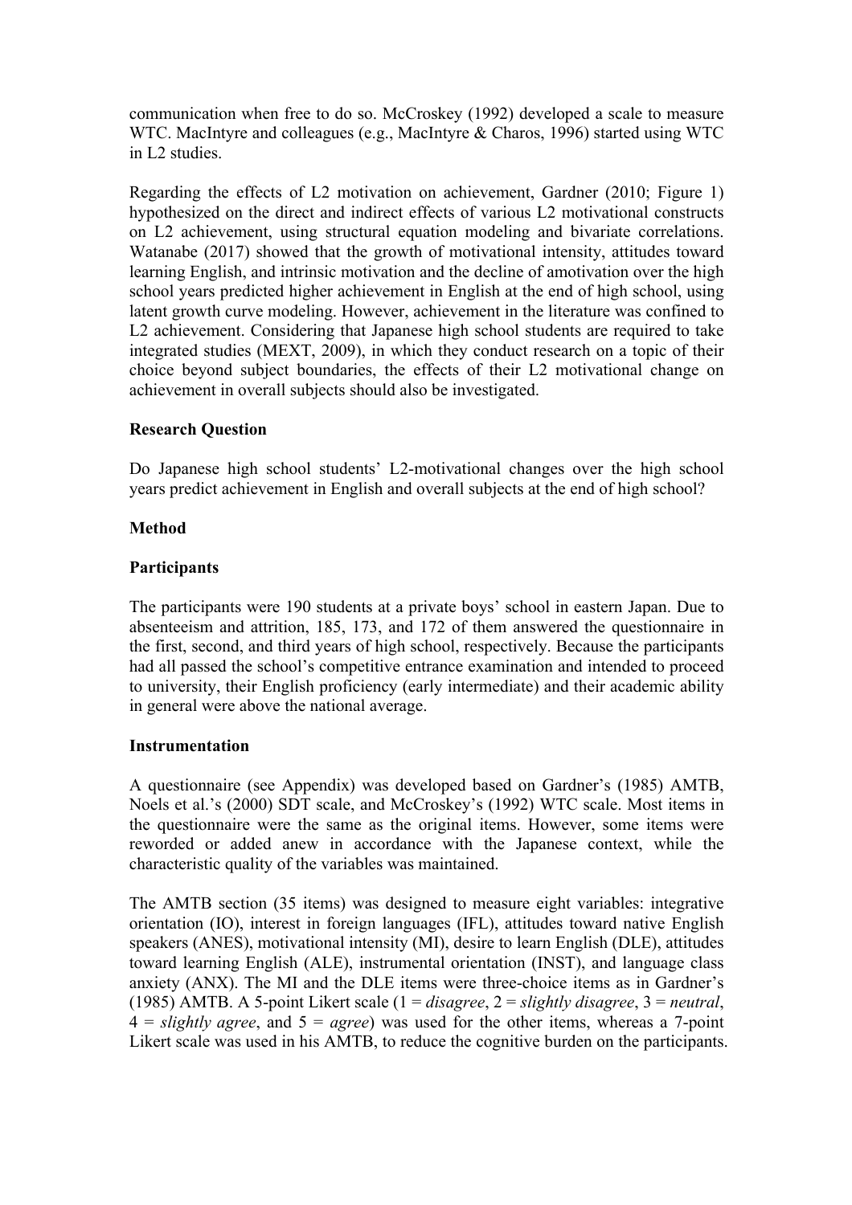communication when free to do so. McCroskey (1992) developed a scale to measure WTC. MacIntyre and colleagues (e.g., MacIntyre & Charos, 1996) started using WTC in L2 studies.

Regarding the effects of L2 motivation on achievement, Gardner (2010; Figure 1) hypothesized on the direct and indirect effects of various L2 motivational constructs on L2 achievement, using structural equation modeling and bivariate correlations. Watanabe (2017) showed that the growth of motivational intensity, attitudes toward learning English, and intrinsic motivation and the decline of amotivation over the high school years predicted higher achievement in English at the end of high school, using latent growth curve modeling. However, achievement in the literature was confined to L2 achievement. Considering that Japanese high school students are required to take integrated studies (MEXT, 2009), in which they conduct research on a topic of their choice beyond subject boundaries, the effects of their L2 motivational change on achievement in overall subjects should also be investigated.

**Research Question**

Do Japanese high school students' L2-motivational changes over the high school years predict achievement in English and overall subjects at the end of high school?

**Method**

**Participants**

The participants were 190 students at a private boys' school in eastern Japan. Due to absenteeism and attrition, 185, 173, and 172 of them answered the questionnaire in the first, second, and third years of high school, respectively. Because the participants had all passed the school's competitive entrance examination and intended to proceed to university, their English proficiency (early intermediate) and their academic ability in general were above the national average.

**Instrumentation**

A questionnaire (see Appendix) was developed based on Gardner's (1985) AMTB, Noels et al.'s (2000) SDT scale, and McCroskey's (1992) WTC scale. Most items in the questionnaire were the same as the original items. However, some items were reworded or added anew in accordance with the Japanese context, while the characteristic quality of the variables was maintained.

The AMTB section (35 items) was designed to measure eight variables: integrative orientation (IO), interest in foreign languages (IFL), attitudes toward native English speakers (ANES), motivational intensity (MI), desire to learn English (DLE), attitudes toward learning English (ALE), instrumental orientation (INST), and language class anxiety (ANX). The MI and the DLE items were three-choice items as in Gardner's (1985) AMTB. A 5-point Likert scale (1 = *disagree*, 2 = *slightly disagree*, 3 = *neutral*, 4 = *slightly agree*, and 5 = *agree*) was used for the other items, whereas a 7-point Likert scale was used in his AMTB, to reduce the cognitive burden on the participants.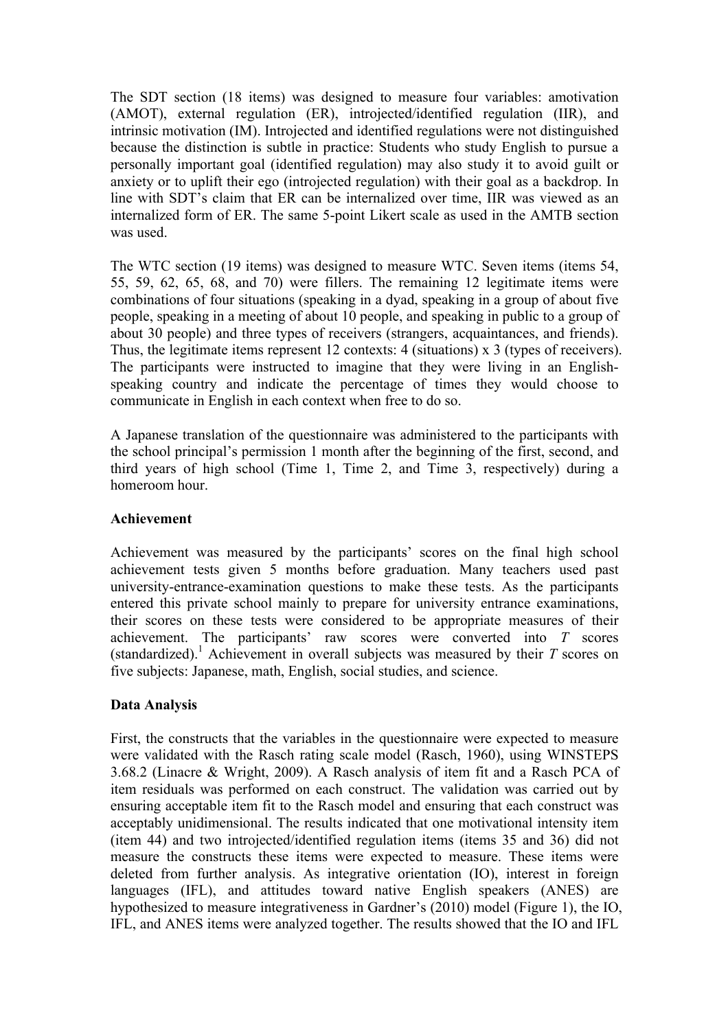The SDT section (18 items) was designed to measure four variables: amotivation (AMOT), external regulation (ER), introjected/identified regulation (IIR), and intrinsic motivation (IM). Introjected and identified regulations were not distinguished because the distinction is subtle in practice: Students who study English to pursue a personally important goal (identified regulation) may also study it to avoid guilt or anxiety or to uplift their ego (introjected regulation) with their goal as a backdrop. In line with SDT's claim that ER can be internalized over time, IIR was viewed as an internalized form of ER. The same 5-point Likert scale as used in the AMTB section was used.

The WTC section (19 items) was designed to measure WTC. Seven items (items 54, 55, 59, 62, 65, 68, and 70) were fillers. The remaining 12 legitimate items were combinations of four situations (speaking in a dyad, speaking in a group of about five people, speaking in a meeting of about 10 people, and speaking in public to a group of about 30 people) and three types of receivers (strangers, acquaintances, and friends). Thus, the legitimate items represent 12 contexts: 4 (situations) x 3 (types of receivers). The participants were instructed to imagine that they were living in an English-speaking country and indicate the percentage of times they would choose to communicate in English in each context when free to do so.

A Japanese translation of the questionnaire was administered to the participants with the school principal's permission 1 month after the beginning of the first, second, and third years of high school (Time 1, Time 2, and Time 3, respectively) during a homeroom hour.

### Achievement

Achievement was measured by the participants' scores on the final high school achievement tests given 5 months before graduation. Many teachers used past university-entrance-examination questions to make these tests. As the participants entered this private school mainly to prepare for university entrance examinations, their scores on these tests were considered to be appropriate measures of their achievement. The participants' raw scores were converted into *T* scores (standardized).[1] Achievement in overall subjects was measured by their *T* scores on five subjects: Japanese, math, English, social studies, and science.

### Data Analysis

First, the constructs that the variables in the questionnaire were expected to measure were validated with the Rasch rating scale model (Rasch, 1960), using WINSTEPS 3.68.2 (Linacre & Wright, 2009). A Rasch analysis of item fit and a Rasch PCA of item residuals was performed on each construct. The validation was carried out by ensuring acceptable item fit to the Rasch model and ensuring that each construct was acceptably unidimensional. The results indicated that one motivational intensity item (item 44) and two introjected/identified regulation items (items 35 and 36) did not measure the constructs these items were expected to measure. These items were deleted from further analysis. As integrative orientation (IO), interest in foreign languages (IFL), and attitudes toward native English speakers (ANES) are hypothesized to measure integrativeness in Gardner's (2010) model (Figure 1), the IO, IFL, and ANES items were analyzed together. The results showed that the IO and IFL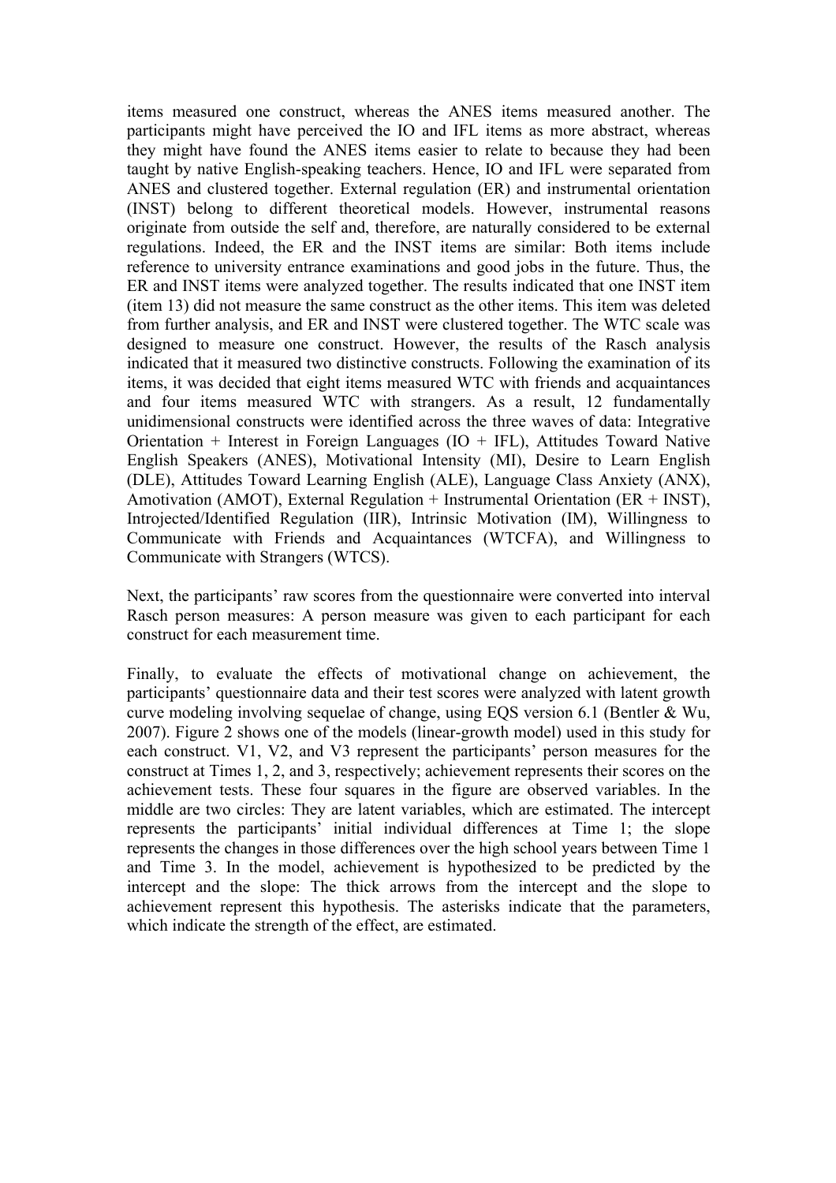items measured one construct, whereas the ANES items measured another. The participants might have perceived the IO and IFL items as more abstract, whereas they might have found the ANES items easier to relate to because they had been taught by native English-speaking teachers. Hence, IO and IFL were separated from ANES and clustered together. External regulation (ER) and instrumental orientation (INST) belong to different theoretical models. However, instrumental reasons originate from outside the self and, therefore, are naturally considered to be external regulations. Indeed, the ER and the INST items are similar: Both items include reference to university entrance examinations and good jobs in the future. Thus, the ER and INST items were analyzed together. The results indicated that one INST item (item 13) did not measure the same construct as the other items. This item was deleted from further analysis, and ER and INST were clustered together. The WTC scale was designed to measure one construct. However, the results of the Rasch analysis indicated that it measured two distinctive constructs. Following the examination of its items, it was decided that eight items measured WTC with friends and acquaintances and four items measured WTC with strangers. As a result, 12 fundamentally unidimensional constructs were identified across the three waves of data: Integrative Orientation + Interest in Foreign Languages (IO + IFL), Attitudes Toward Native English Speakers (ANES), Motivational Intensity (MI), Desire to Learn English (DLE), Attitudes Toward Learning English (ALE), Language Class Anxiety (ANX), Amotivation (AMOT), External Regulation + Instrumental Orientation (ER + INST), Introjected/Identified Regulation (IIR), Intrinsic Motivation (IM), Willingness to Communicate with Friends and Acquaintances (WTCFA), and Willingness to Communicate with Strangers (WTCS).

Next, the participants' raw scores from the questionnaire were converted into interval Rasch person measures: A person measure was given to each participant for each construct for each measurement time.

Finally, to evaluate the effects of motivational change on achievement, the participants' questionnaire data and their test scores were analyzed with latent growth curve modeling involving sequelae of change, using EQS version 6.1 (Bentler & Wu, 2007). Figure 2 shows one of the models (linear-growth model) used in this study for each construct. V1, V2, and V3 represent the participants' person measures for the construct at Times 1, 2, and 3, respectively; achievement represents their scores on the achievement tests. These four squares in the figure are observed variables. In the middle are two circles: They are latent variables, which are estimated. The intercept represents the participants' initial individual differences at Time 1; the slope represents the changes in those differences over the high school years between Time 1 and Time 3. In the model, achievement is hypothesized to be predicted by the intercept and the slope: The thick arrows from the intercept and the slope to achievement represent this hypothesis. The asterisks indicate that the parameters, which indicate the strength of the effect, are estimated.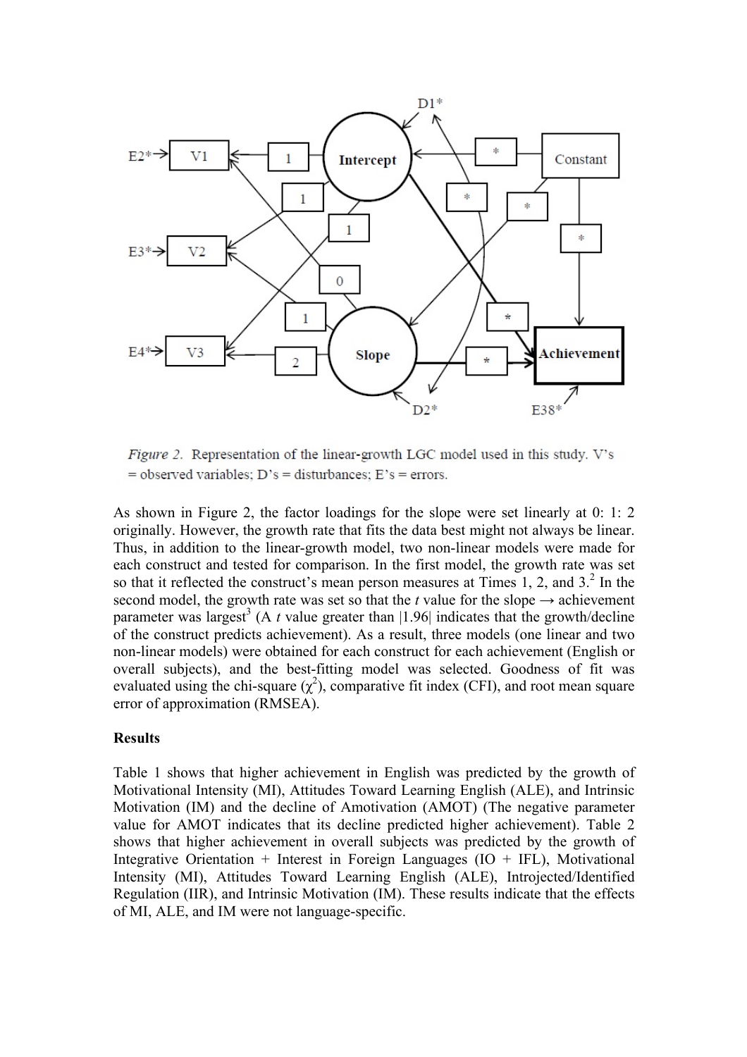*Figure 2.* Representation of the linear-growth LGC model used in this study. V's = observed variables; D's = disturbances; E's = errors.

As shown in Figure 2, the factor loadings for the slope were set linearly at 0: 1: 2 originally. However, the growth rate that fits the data best might not always be linear. Thus, in addition to the linear-growth model, two non-linear models were made for each construct and tested for comparison. In the first model, the growth rate was set so that it reflected the construct's mean person measures at Times 1, 2, and 3.[2] In the second model, the growth rate was set so that the *t* value for the slope → achievement parameter was largest[3] (A *t* value greater than |1.96| indicates that the growth/decline of the construct predicts achievement). As a result, three models (one linear and two non-linear models) were obtained for each construct for each achievement (English or overall subjects), and the best-fitting model was selected. Goodness of fit was evaluated using the chi-square ($\chi^2$), comparative fit index (CFI), and root mean square error of approximation (RMSEA).

**Results**

Table 1 shows that higher achievement in English was predicted by the growth of Motivational Intensity (MI), Attitudes Toward Learning English (ALE), and Intrinsic Motivation (IM) and the decline of Amotivation (AMOT) (The negative parameter value for AMOT indicates that its decline predicted higher achievement). Table 2 shows that higher achievement in overall subjects was predicted by the growth of Integrative Orientation + Interest in Foreign Languages (IO + IFL), Motivational Intensity (MI), Attitudes Toward Learning English (ALE), Introjected/Identified Regulation (IIR), and Intrinsic Motivation (IM). These results indicate that the effects of MI, ALE, and IM were not language-specific.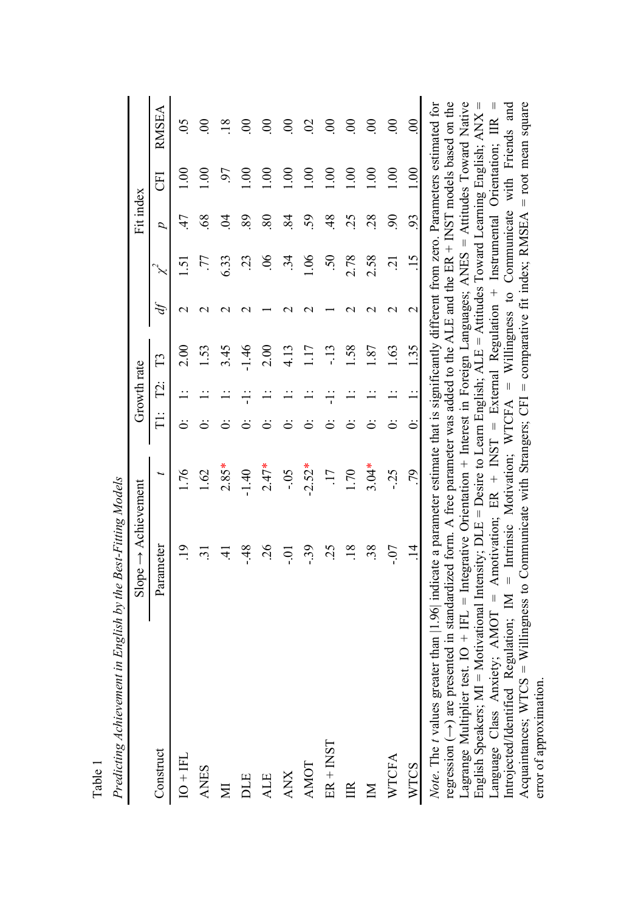Table 1

*Predicting Achievement in English by the Best-Fitting Models*

| Construct | Slope → Achievement | | Growth rate | | | Fit index | | | | |
|---|---|---|---|---|---|---|---|---|---|---|
| | Parameter | $t$ | T1: | T2: | T3 | $df$ | $\chi^2$ | $p$ | CFI | RMSEA |
| IO + IFL | .19 | 1.76 | 0: | 1: | 2.00 | 2 | 1.51 | .47 | 1.00 | .05 |
| ANES | .31 | 1.62 | 0: | 1: | 1.53 | 2 | .77 | .68 | 1.00 | .00 |
| MI | .41 | 2.85* | 0: | 1: | 3.45 | 2 | 6.33 | .04 | .97 | .18 |
| DLE | -.48 | -1.40 | 0: | -1: | -1.46 | 2 | .23 | .89 | 1.00 | .00 |
| ALE | .26 | 2.47* | 0: | 1: | 2.00 | 1 | .06 | .80 | 1.00 | .00 |
| ANX | -.01 | -.05 | 0: | 1: | 4.13 | 2 | .34 | .84 | 1.00 | .00 |
| AMOT | -.39 | -2.52* | 0: | 1: | 1.17 | 2 | 1.06 | .59 | 1.00 | .02 |
| ER + INST | .25 | .17 | 0: | -1: | -.13 | 1 | .50 | .48 | 1.00 | .00 |
| IIR | .18 | 1.70 | 0: | 1: | 1.58 | 2 | 2.78 | .25 | 1.00 | .00 |
| IM | .38 | 3.04* | 0: | 1: | 1.87 | 2 | 2.58 | .28 | 1.00 | .00 |
| WTCFA | -.07 | -.25 | 0: | 1: | 1.63 | 2 | .21 | .90 | 1.00 | .00 |
| WTCS | .14 | .79 | 0: | 1: | 1.35 | 2 | .15 | .93 | 1.00 | .00 |

*Note*. The $t$ values greater than |1.96| indicate a parameter estimate that is significantly different from zero. Parameters estimated for regression (→) are presented in standardized form. A free parameter was added to the ALE and the ER + INST models based on the Lagrange Multiplier test. IO + IFL = Integrative Orientation + Interest in Foreign Languages; ANES = Attitudes Toward Native English Speakers; MI = Motivational Intensity; DLE = Desire to Learn English; ALE = Attitudes Toward Learning English; ANX = Language Class Anxiety; AMOT = Amotivation; ER + INST = External Regulation + Instrumental Orientation; IIR = Introjected/Identified Regulation; IM = Intrinsic Motivation; WTCFA = Willingness to Communicate with Friends and Acquaintances; WTCS = Willingness to Communicate with Strangers; CFI = comparative fit index; RMSEA = root mean square error of approximation.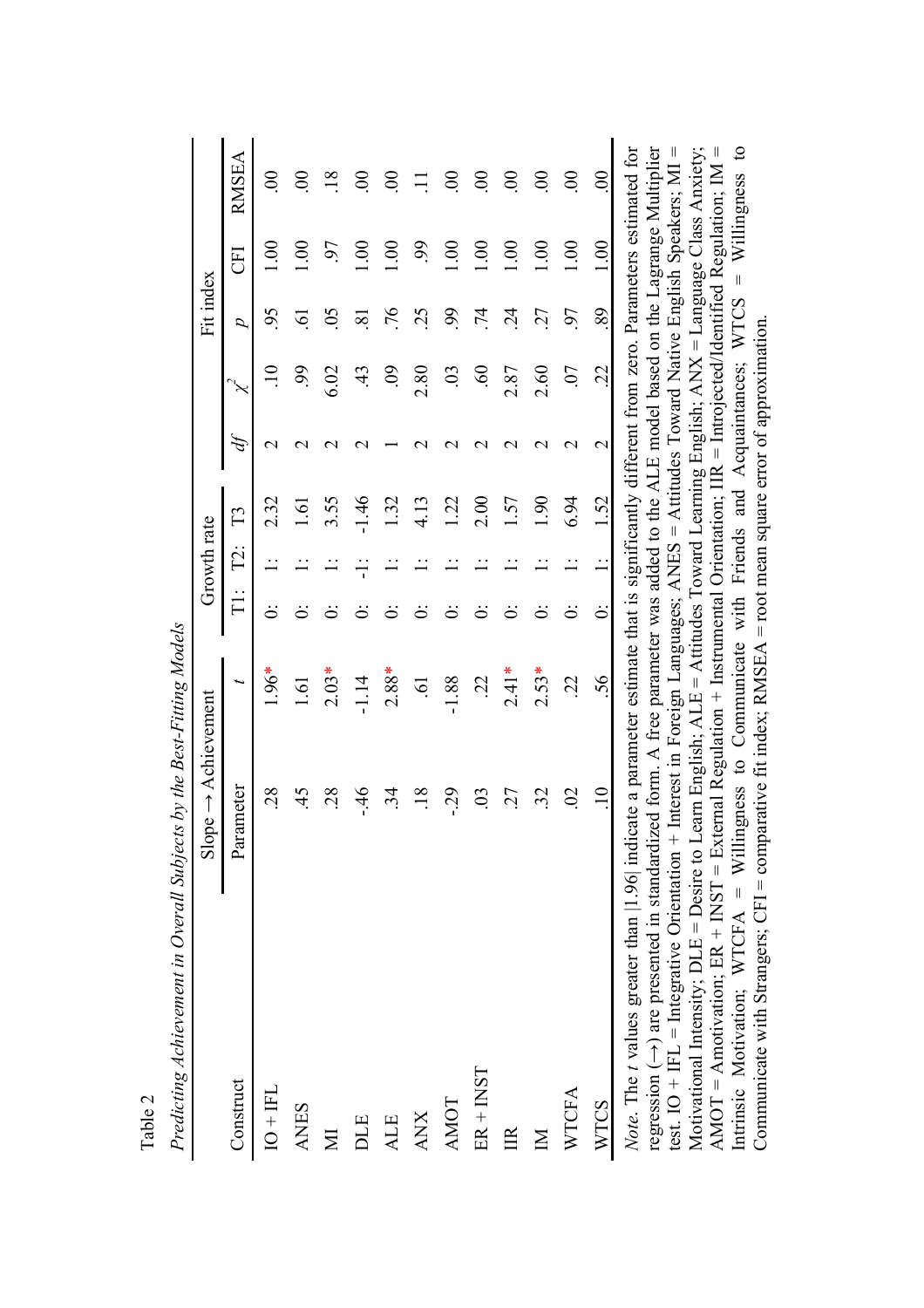Table 2

*Predicting Achievement in Overall Subjects by the Best-Fitting Models*

| Construct | Slope → Achievement | | Growth rate | | | Fit index | | | | |
|---|---|---|---|---|---|---|---|---|---|---|
| | Parameter | $t$ | T1: | T2: | T3 | $df$ | $\chi^2$ | $p$ | CFI | RMSEA |
| IO + IFL | .28 | 1.96* | 0: | 1: | 2.32 | 2 | .10 | .95 | 1.00 | .00 |
| ANES | .45 | 1.61 | 0: | 1: | 1.61 | 2 | .99 | .61 | 1.00 | .00 |
| MI | .28 | 2.03* | 0: | 1: | 3.55 | 2 | 6.02 | .05 | .97 | .18 |
| DLE | -.46 | -1.14 | 0: | -1: | -1.46 | 2 | .43 | .81 | 1.00 | .00 |
| ALE | .34 | 2.88* | 0: | 1: | 1.32 | 1 | .09 | .76 | 1.00 | .00 |
| ANX | .18 | .61 | 0: | 1: | 4.13 | 2 | 2.80 | .25 | .99 | .11 |
| AMOT | -.29 | -1.88 | 0: | 1: | 1.22 | 2 | .03 | .99 | 1.00 | .00 |
| ER + INST | .03 | .22 | 0: | 1: | 2.00 | 2 | .60 | .74 | 1.00 | .00 |
| IIR | .27 | 2.41* | 0: | 1: | 1.57 | 2 | 2.87 | .24 | 1.00 | .00 |
| IM | .32 | 2.53* | 0: | 1: | 1.90 | 2 | 2.60 | .27 | 1.00 | .00 |
| WTCFA | .02 | .22 | 0: | 1: | 6.94 | 2 | .07 | .97 | 1.00 | .00 |
| WTCS | .10 | .56 | 0: | 1: | 1.52 | 2 | .22 | .89 | 1.00 | .00 |

*Note.* The $t$ values greater than |1.96| indicate a parameter estimate that is significantly different from zero. Parameters estimated for regression (→) are presented in standardized form. A free parameter was added to the ALE model based on the Lagrange Multiplier test. IO + IFL = Integrative Orientation + Interest in Foreign Languages; ANES = Attitudes Toward Native English Speakers; MI = Motivational Intensity; DLE = Desire to Learn English; ALE = Attitudes Toward Learning English; ANX = Language Class Anxiety; AMOT = Amotivation; ER + INST = External Regulation + Instrumental Orientation; IIR = Introjected/Identified Regulation; IM = Intrinsic Motivation; WTCFA = Willingness to Communicate with Friends and Acquaintances; WTCS = Willingness to Communicate with Strangers; CFI = comparative fit index; RMSEA = root mean square error of approximation.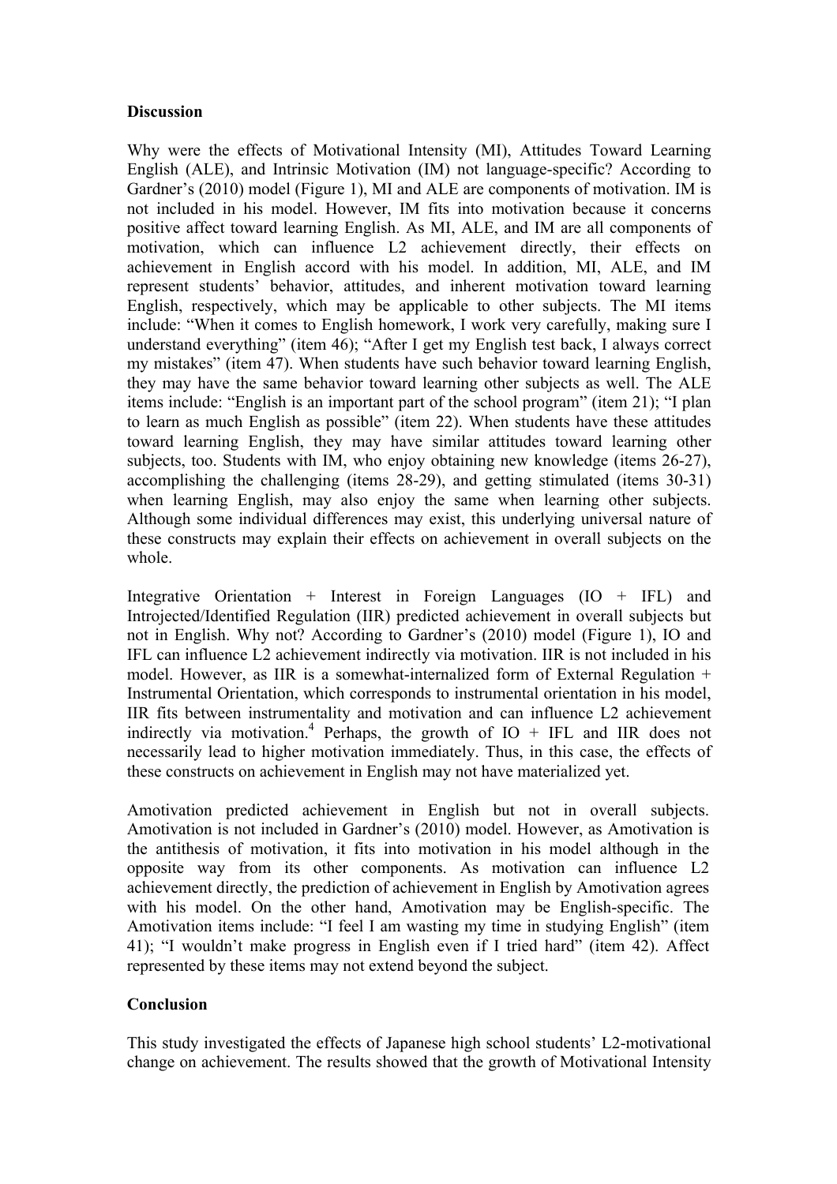**Discussion**

Why were the effects of Motivational Intensity (MI), Attitudes Toward Learning English (ALE), and Intrinsic Motivation (IM) not language-specific? According to Gardner's (2010) model (Figure 1), MI and ALE are components of motivation. IM is not included in his model. However, IM fits into motivation because it concerns positive affect toward learning English. As MI, ALE, and IM are all components of motivation, which can influence L2 achievement directly, their effects on achievement in English accord with his model. In addition, MI, ALE, and IM represent students' behavior, attitudes, and inherent motivation toward learning English, respectively, which may be applicable to other subjects. The MI items include: "When it comes to English homework, I work very carefully, making sure I understand everything" (item 46); "After I get my English test back, I always correct my mistakes" (item 47). When students have such behavior toward learning English, they may have the same behavior toward learning other subjects as well. The ALE items include: "English is an important part of the school program" (item 21); "I plan to learn as much English as possible" (item 22). When students have these attitudes toward learning English, they may have similar attitudes toward learning other subjects, too. Students with IM, who enjoy obtaining new knowledge (items 26-27), accomplishing the challenging (items 28-29), and getting stimulated (items 30-31) when learning English, may also enjoy the same when learning other subjects. Although some individual differences may exist, this underlying universal nature of these constructs may explain their effects on achievement in overall subjects on the whole.

Integrative Orientation + Interest in Foreign Languages (IO + IFL) and Introjected/Identified Regulation (IIR) predicted achievement in overall subjects but not in English. Why not? According to Gardner's (2010) model (Figure 1), IO and IFL can influence L2 achievement indirectly via motivation. IIR is not included in his model. However, as IIR is a somewhat-internalized form of External Regulation + Instrumental Orientation, which corresponds to instrumental orientation in his model, IIR fits between instrumentality and motivation and can influence L2 achievement indirectly via motivation.[4] Perhaps, the growth of IO + IFL and IIR does not necessarily lead to higher motivation immediately. Thus, in this case, the effects of these constructs on achievement in English may not have materialized yet.

Amotivation predicted achievement in English but not in overall subjects. Amotivation is not included in Gardner's (2010) model. However, as Amotivation is the antithesis of motivation, it fits into motivation in his model although in the opposite way from its other components. As motivation can influence L2 achievement directly, the prediction of achievement in English by Amotivation agrees with his model. On the other hand, Amotivation may be English-specific. The Amotivation items include: "I feel I am wasting my time in studying English" (item 41); "I wouldn't make progress in English even if I tried hard" (item 42). Affect represented by these items may not extend beyond the subject.

**Conclusion**

This study investigated the effects of Japanese high school students' L2-motivational change on achievement. The results showed that the growth of Motivational Intensity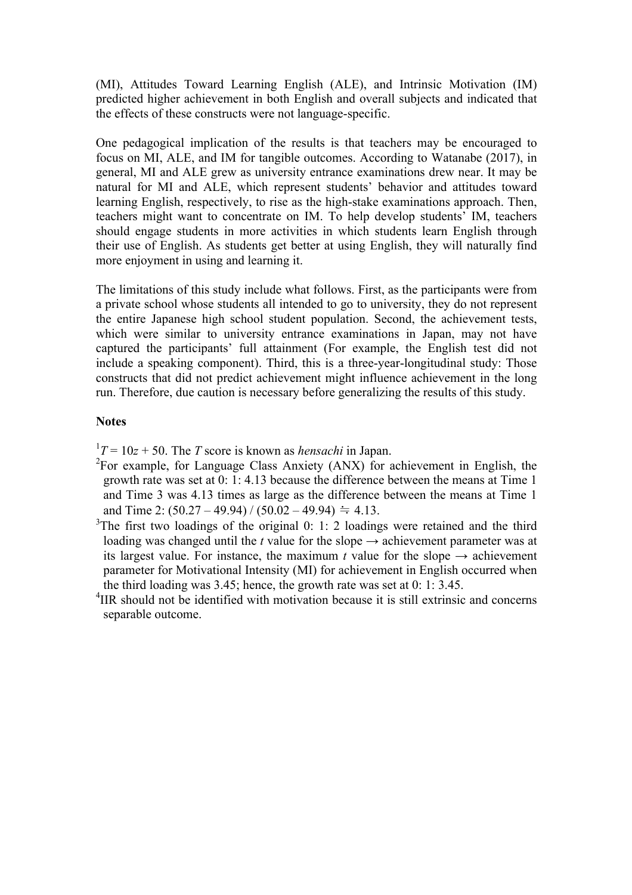(MI), Attitudes Toward Learning English (ALE), and Intrinsic Motivation (IM) predicted higher achievement in both English and overall subjects and indicated that the effects of these constructs were not language-specific.

One pedagogical implication of the results is that teachers may be encouraged to focus on MI, ALE, and IM for tangible outcomes. According to Watanabe (2017), in general, MI and ALE grew as university entrance examinations drew near. It may be natural for MI and ALE, which represent students' behavior and attitudes toward learning English, respectively, to rise as the high-stake examinations approach. Then, teachers might want to concentrate on IM. To help develop students' IM, teachers should engage students in more activities in which students learn English through their use of English. As students get better at using English, they will naturally find more enjoyment in using and learning it.

The limitations of this study include what follows. First, as the participants were from a private school whose students all intended to go to university, they do not represent the entire Japanese high school student population. Second, the achievement tests, which were similar to university entrance examinations in Japan, may not have captured the participants' full attainment (For example, the English test did not include a speaking component). Third, this is a three-year-longitudinal study: Those constructs that did not predict achievement might influence achievement in the long run. Therefore, due caution is necessary before generalizing the results of this study.

**Notes**

[1] $T = 10z + 50$. The $T$ score is known as *hensachi* in Japan.

[2] For example, for Language Class Anxiety (ANX) for achievement in English, the growth rate was set at 0: 1: 4.13 because the difference between the means at Time 1 and Time 3 was 4.13 times as large as the difference between the means at Time 1 and Time 2: $(50.27 – 49.94) / (50.02 – 49.94) ≒ 4.13$.

[3] The first two loadings of the original 0: 1: 2 loadings were retained and the third loading was changed until the $t$ value for the slope → achievement parameter was at its largest value. For instance, the maximum $t$ value for the slope → achievement parameter for Motivational Intensity (MI) for achievement in English occurred when the third loading was 3.45; hence, the growth rate was set at 0: 1: 3.45.

[4] IIR should not be identified with motivation because it is still extrinsic and concerns separable outcome.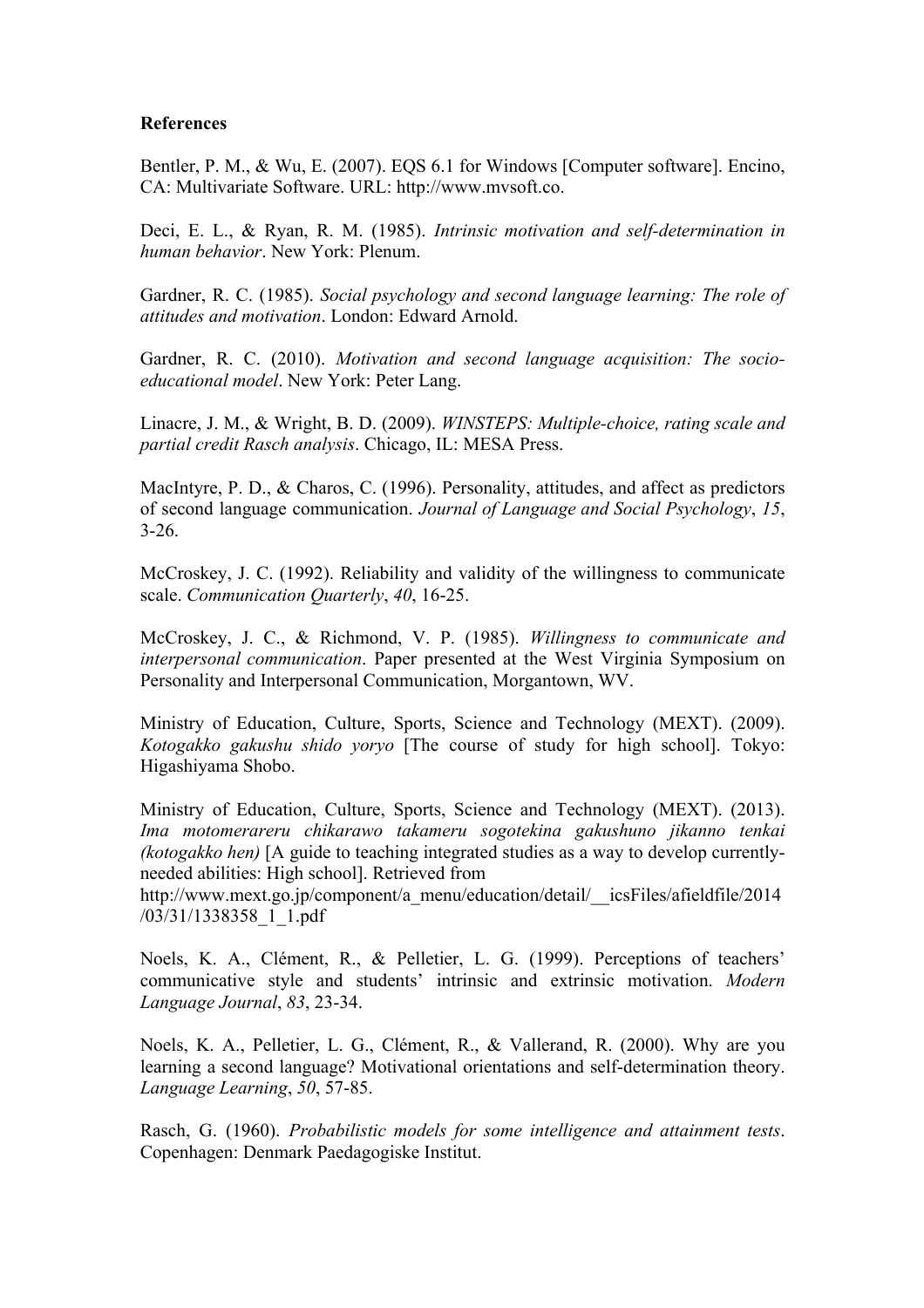**References**

Bentler, P. M., & Wu, E. (2007). EQS 6.1 for Windows [Computer software]. Encino, CA: Multivariate Software. URL: http://www.mvsoft.co.

Deci, E. L., & Ryan, R. M. (1985). *Intrinsic motivation and self-determination in human behavior*. New York: Plenum.

Gardner, R. C. (1985). *Social psychology and second language learning: The role of attitudes and motivation*. London: Edward Arnold.

Gardner, R. C. (2010). *Motivation and second language acquisition: The socio-educational model*. New York: Peter Lang.

Linacre, J. M., & Wright, B. D. (2009). *WINSTEPS: Multiple-choice, rating scale and partial credit Rasch analysis*. Chicago, IL: MESA Press.

MacIntyre, P. D., & Charos, C. (1996). Personality, attitudes, and affect as predictors of second language communication. *Journal of Language and Social Psychology*, *15*, 3-26.

McCroskey, J. C. (1992). Reliability and validity of the willingness to communicate scale. *Communication Quarterly*, *40*, 16-25.

McCroskey, J. C., & Richmond, V. P. (1985). *Willingness to communicate and interpersonal communication*. Paper presented at the West Virginia Symposium on Personality and Interpersonal Communication, Morgantown, WV.

Ministry of Education, Culture, Sports, Science and Technology (MEXT). (2009). *Kotogakko gakushu shido yoryo* [The course of study for high school]. Tokyo: Higashiyama Shobo.

Ministry of Education, Culture, Sports, Science and Technology (MEXT). (2013). *Ima motomerareru chikarawo takameru sogotekina gakushuno jikanno tenkai (kotogakko hen)* [A guide to teaching integrated studies as a way to develop currently-needed abilities: High school]. Retrieved from http://www.mext.go.jp/component/a_menu/education/detail/__icsFiles/afieldfile/2014/03/31/1338358_1_1.pdf

Noels, K. A., Clément, R., & Pelletier, L. G. (1999). Perceptions of teachers' communicative style and students' intrinsic and extrinsic motivation. *Modern Language Journal*, *83*, 23-34.

Noels, K. A., Pelletier, L. G., Clément, R., & Vallerand, R. (2000). Why are you learning a second language? Motivational orientations and self-determination theory. *Language Learning*, *50*, 57-85.

Rasch, G. (1960). *Probabilistic models for some intelligence and attainment tests*. Copenhagen: Denmark Paedagogiske Institut.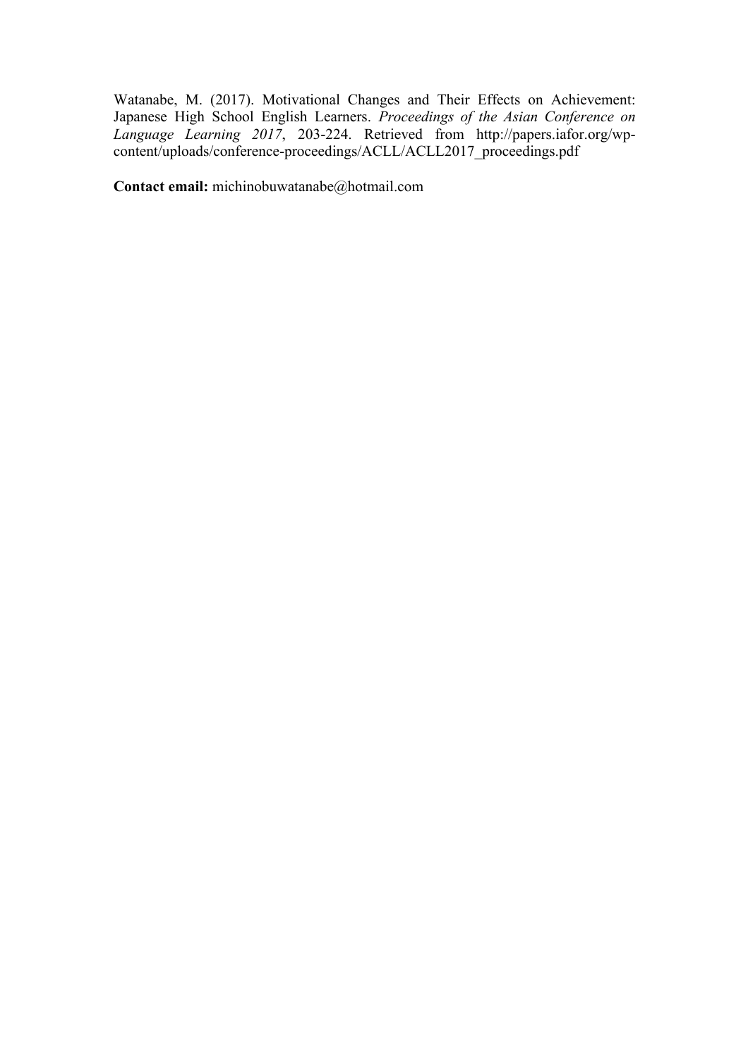Watanabe, M. (2017). Motivational Changes and Their Effects on Achievement: Japanese High School English Learners. *Proceedings of the Asian Conference on Language Learning 2017*, 203-224. Retrieved from http://papers.iafor.org/wp-content/uploads/conference-proceedings/ACLL/ACLL2017_proceedings.pdf

**Contact email:** michinobuwatanabe@hotmail.com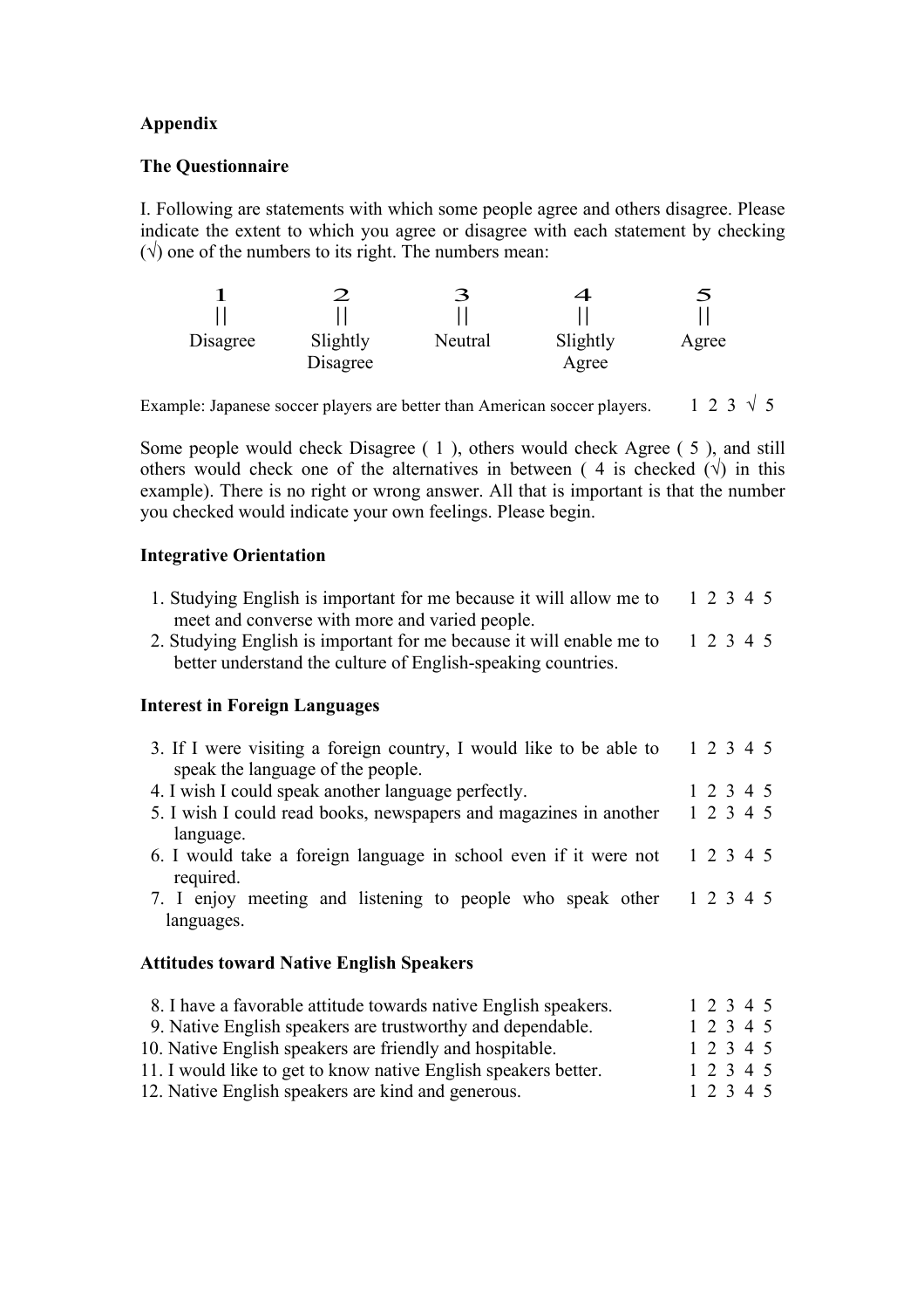**Appendix**

**The Questionnaire**

I. Following are statements with which some people agree and others disagree. Please indicate the extent to which you agree or disagree with each statement by checking (√) one of the numbers to its right. The numbers mean:

| 1 | 2 | 3 | 4 | 5 |
|---|---|---|---|---|
| \|\| | \|\| | \|\| | \|\| | \|\| |
| Disagree | Slightly Disagree | Neutral | Slightly Agree | Agree |

Example: Japanese soccer players are better than American soccer players. 1 2 3 √ 5

Some people would check Disagree ( 1 ), others would check Agree ( 5 ), and still others would check one of the alternatives in between ( 4 is checked (√) in this example). There is no right or wrong answer. All that is important is that the number you checked would indicate your own feelings. Please begin.

**Integrative Orientation**

1. Studying English is important for me because it will allow me to meet and converse with more and varied people. 1 2 3 4 5
2. Studying English is important for me because it will enable me to better understand the culture of English-speaking countries. 1 2 3 4 5

**Interest in Foreign Languages**

3. If I were visiting a foreign country, I would like to be able to speak the language of the people. 1 2 3 4 5
4. I wish I could speak another language perfectly. 1 2 3 4 5
5. I wish I could read books, newspapers and magazines in another language. 1 2 3 4 5
6. I would take a foreign language in school even if it were not required. 1 2 3 4 5
7. I enjoy meeting and listening to people who speak other languages. 1 2 3 4 5

**Attitudes toward Native English Speakers**

8. I have a favorable attitude towards native English speakers. 1 2 3 4 5
9. Native English speakers are trustworthy and dependable. 1 2 3 4 5
10. Native English speakers are friendly and hospitable. 1 2 3 4 5
11. I would like to get to know native English speakers better. 1 2 3 4 5
12. Native English speakers are kind and generous. 1 2 3 4 5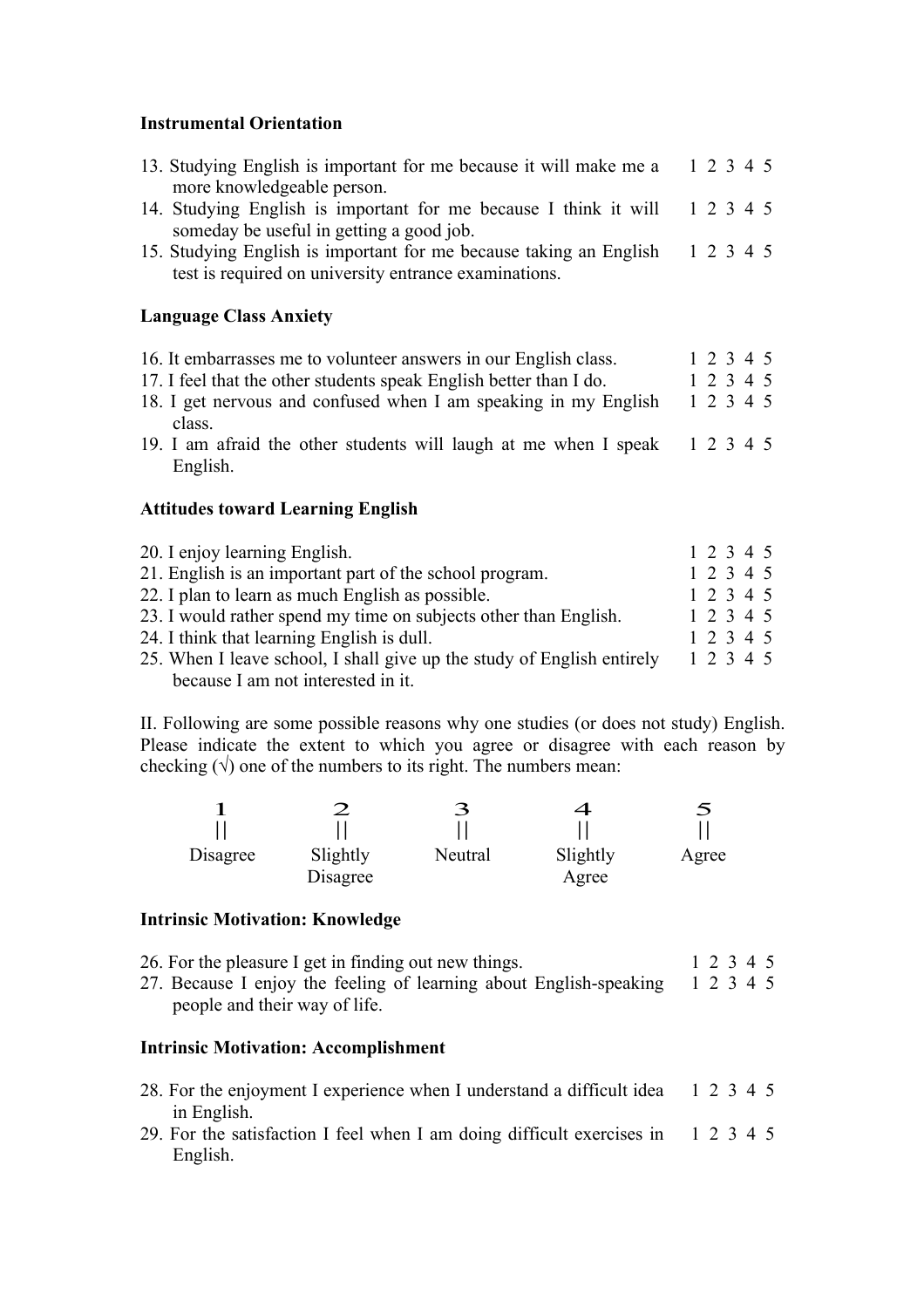**Instrumental Orientation**

13. Studying English is important for me because it will make me a more knowledgeable person. 1 2 3 4 5
14. Studying English is important for me because I think it will someday be useful in getting a good job. 1 2 3 4 5
15. Studying English is important for me because taking an English test is required on university entrance examinations. 1 2 3 4 5

**Language Class Anxiety**

16. It embarrasses me to volunteer answers in our English class. 1 2 3 4 5
17. I feel that the other students speak English better than I do. 1 2 3 4 5
18. I get nervous and confused when I am speaking in my English class. 1 2 3 4 5
19. I am afraid the other students will laugh at me when I speak English. 1 2 3 4 5

**Attitudes toward Learning English**

20. I enjoy learning English. 1 2 3 4 5
21. English is an important part of the school program. 1 2 3 4 5
22. I plan to learn as much English as possible. 1 2 3 4 5
23. I would rather spend my time on subjects other than English. 1 2 3 4 5
24. I think that learning English is dull. 1 2 3 4 5
25. When I leave school, I shall give up the study of English entirely because I am not interested in it. 1 2 3 4 5

II. Following are some possible reasons why one studies (or does not study) English. Please indicate the extent to which you agree or disagree with each reason by checking (√) one of the numbers to its right. The numbers mean:

| 1 | 2 | 3 | 4 | 5 |
|---|---|---|---|---|
| Disagree | Slightly Disagree | Neutral | Slightly Agree | Agree |

**Intrinsic Motivation: Knowledge**

26. For the pleasure I get in finding out new things. 1 2 3 4 5
27. Because I enjoy the feeling of learning about English-speaking people and their way of life. 1 2 3 4 5

**Intrinsic Motivation: Accomplishment**

28. For the enjoyment I experience when I understand a difficult idea in English. 1 2 3 4 5
29. For the satisfaction I feel when I am doing difficult exercises in English. 1 2 3 4 5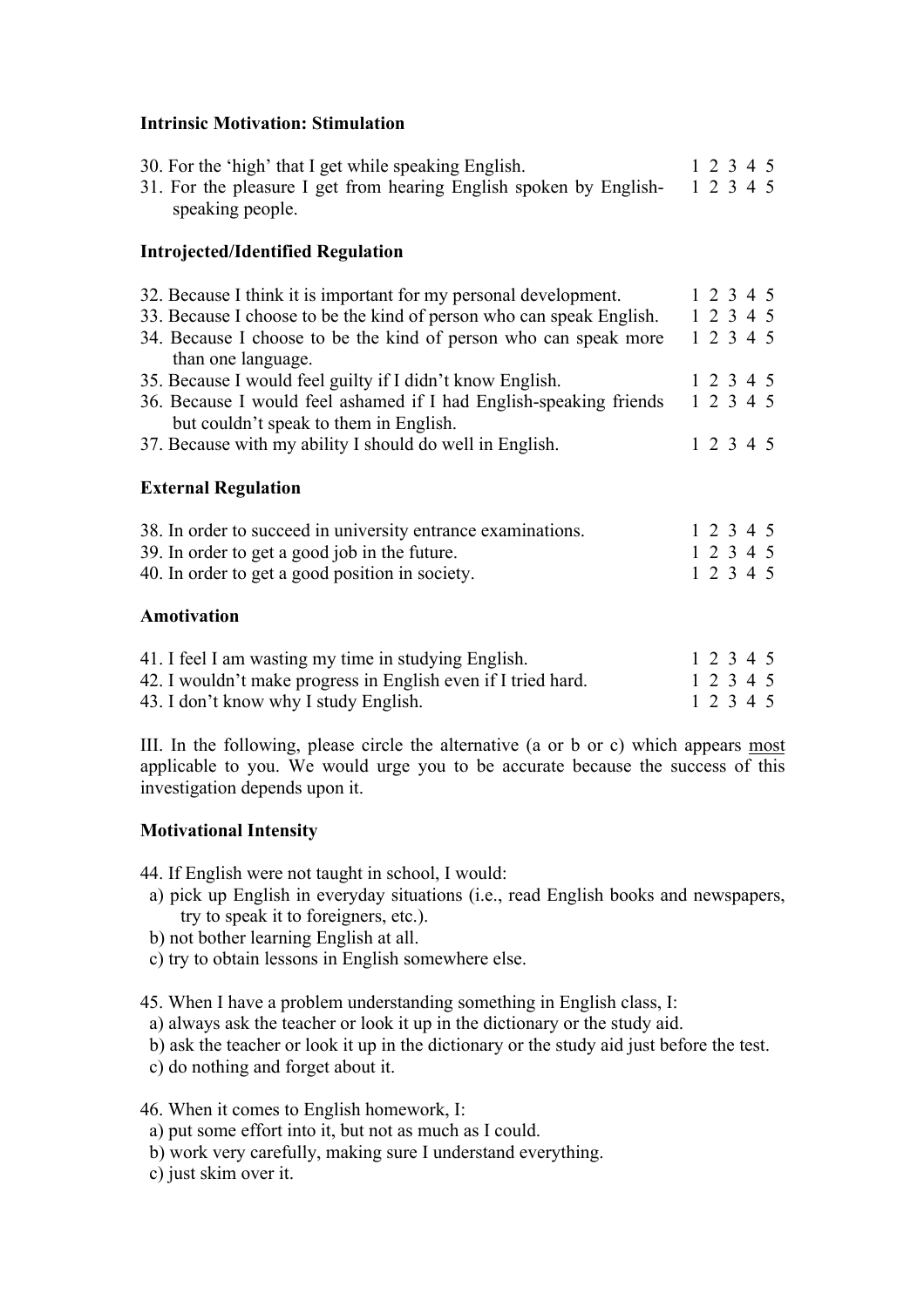**Intrinsic Motivation: Stimulation**

30. For the 'high' that I get while speaking English. 1 2 3 4 5
31. For the pleasure I get from hearing English spoken by English-speaking people. 1 2 3 4 5

**Introjected/Identified Regulation**

32. Because I think it is important for my personal development. 1 2 3 4 5
33. Because I choose to be the kind of person who can speak English. 1 2 3 4 5
34. Because I choose to be the kind of person who can speak more than one language. 1 2 3 4 5
35. Because I would feel guilty if I didn't know English. 1 2 3 4 5
36. Because I would feel ashamed if I had English-speaking friends but couldn't speak to them in English. 1 2 3 4 5
37. Because with my ability I should do well in English. 1 2 3 4 5

**External Regulation**

38. In order to succeed in university entrance examinations. 1 2 3 4 5
39. In order to get a good job in the future. 1 2 3 4 5
40. In order to get a good position in society. 1 2 3 4 5

**Amotivation**

41. I feel I am wasting my time in studying English. 1 2 3 4 5
42. I wouldn't make progress in English even if I tried hard. 1 2 3 4 5
43. I don't know why I study English. 1 2 3 4 5

III. In the following, please circle the alternative (a or b or c) which appears <u>most</u> applicable to you. We would urge you to be accurate because the success of this investigation depends upon it.

**Motivational Intensity**

44. If English were not taught in school, I would:
   a) pick up English in everyday situations (i.e., read English books and newspapers, try to speak it to foreigners, etc.).
   b) not bother learning English at all.
   c) try to obtain lessons in English somewhere else.

45. When I have a problem understanding something in English class, I:
   a) always ask the teacher or look it up in the dictionary or the study aid.
   b) ask the teacher or look it up in the dictionary or the study aid just before the test.
   c) do nothing and forget about it.

46. When it comes to English homework, I:
   a) put some effort into it, but not as much as I could.
   b) work very carefully, making sure I understand everything.
   c) just skim over it.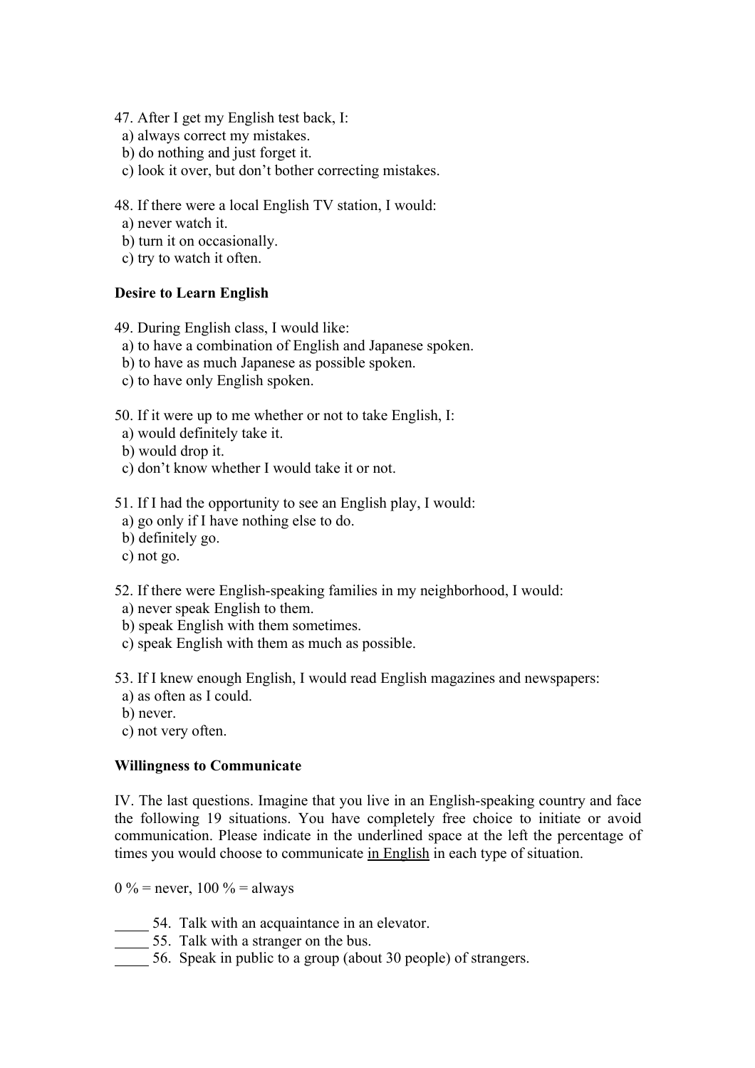47. After I get my English test back, I:
  a) always correct my mistakes.
  b) do nothing and just forget it.
  c) look it over, but don't bother correcting mistakes.

48. If there were a local English TV station, I would:
  a) never watch it.
  b) turn it on occasionally.
  c) try to watch it often.

**Desire to Learn English**

49. During English class, I would like:
  a) to have a combination of English and Japanese spoken.
  b) to have as much Japanese as possible spoken.
  c) to have only English spoken.

50. If it were up to me whether or not to take English, I:
  a) would definitely take it.
  b) would drop it.
  c) don't know whether I would take it or not.

51. If I had the opportunity to see an English play, I would:
  a) go only if I have nothing else to do.
  b) definitely go.
  c) not go.

52. If there were English-speaking families in my neighborhood, I would:
  a) never speak English to them.
  b) speak English with them sometimes.
  c) speak English with them as much as possible.

53. If I knew enough English, I would read English magazines and newspapers:
  a) as often as I could.
  b) never.
  c) not very often.

**Willingness to Communicate**

IV. The last questions. Imagine that you live in an English-speaking country and face the following 19 situations. You have completely free choice to initiate or avoid communication. Please indicate in the underlined space at the left the percentage of times you would choose to communicate <u>in English</u> in each type of situation.

0 % = never, 100 % = always

_____ 54. Talk with an acquaintance in an elevator.
_____ 55. Talk with a stranger on the bus.
_____ 56. Speak in public to a group (about 30 people) of strangers.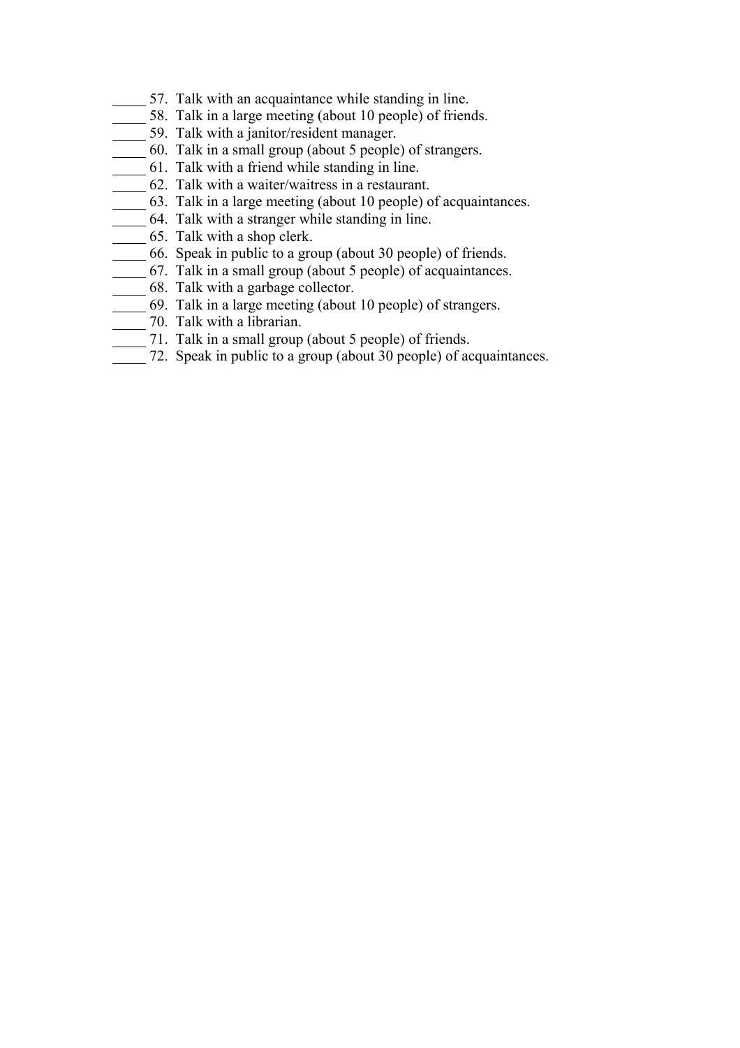_____ 57. Talk with an acquaintance while standing in line.
_____ 58. Talk in a large meeting (about 10 people) of friends.
_____ 59. Talk with a janitor/resident manager.
_____ 60. Talk in a small group (about 5 people) of strangers.
_____ 61. Talk with a friend while standing in line.
_____ 62. Talk with a waiter/waitress in a restaurant.
_____ 63. Talk in a large meeting (about 10 people) of acquaintances.
_____ 64. Talk with a stranger while standing in line.
_____ 65. Talk with a shop clerk.
_____ 66. Speak in public to a group (about 30 people) of friends.
_____ 67. Talk in a small group (about 5 people) of acquaintances.
_____ 68. Talk with a garbage collector.
_____ 69. Talk in a large meeting (about 10 people) of strangers.
_____ 70. Talk with a librarian.
_____ 71. Talk in a small group (about 5 people) of friends.
_____ 72. Speak in public to a group (about 30 people) of acquaintances.